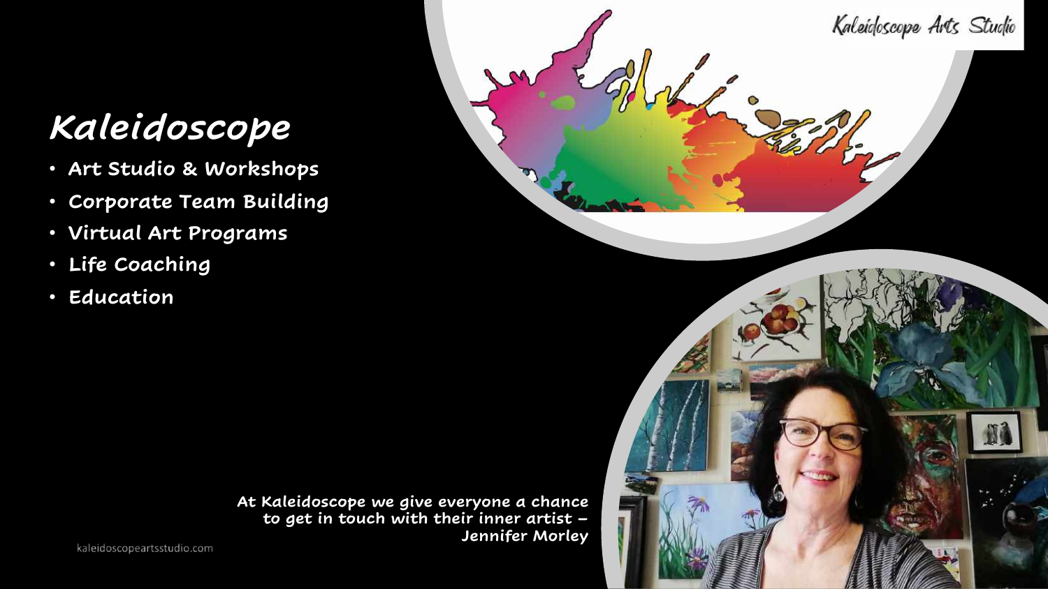# Kaleidoscope

- Art Studio & Workshops
- Corporate Team Building
- Virtual Art Programs
- Life Coaching
- Education

Kaleidoscope Arts Studio

At Kaleidoscope we give everyone a chance to get in touch with their inner artist – Jennifer Morley

kaleidoscopeartsstudio.com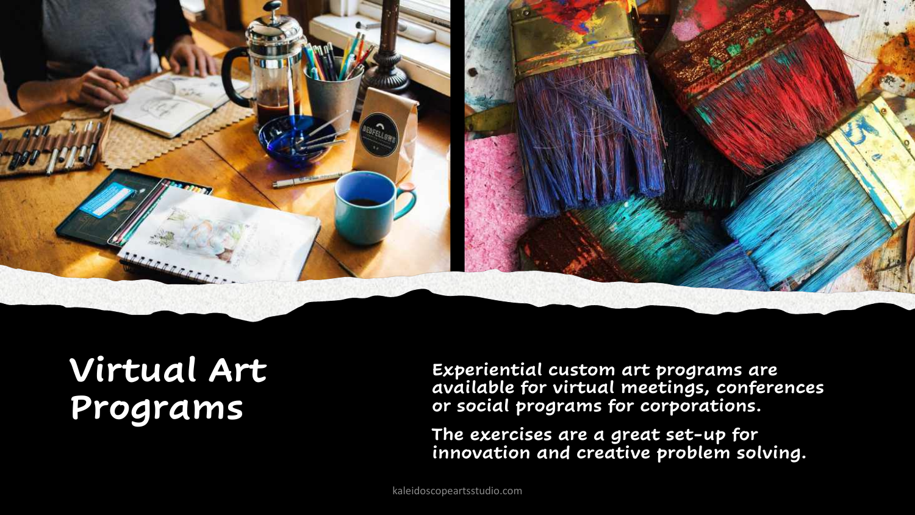# Virtual Art Programs

**Experiential custom art programs are available for virtual meetings, conferences or social programs for corporations.**

**The exercises are a great set-up for innovation and creative problem solving.**

kaleidoscopeartsstudio.com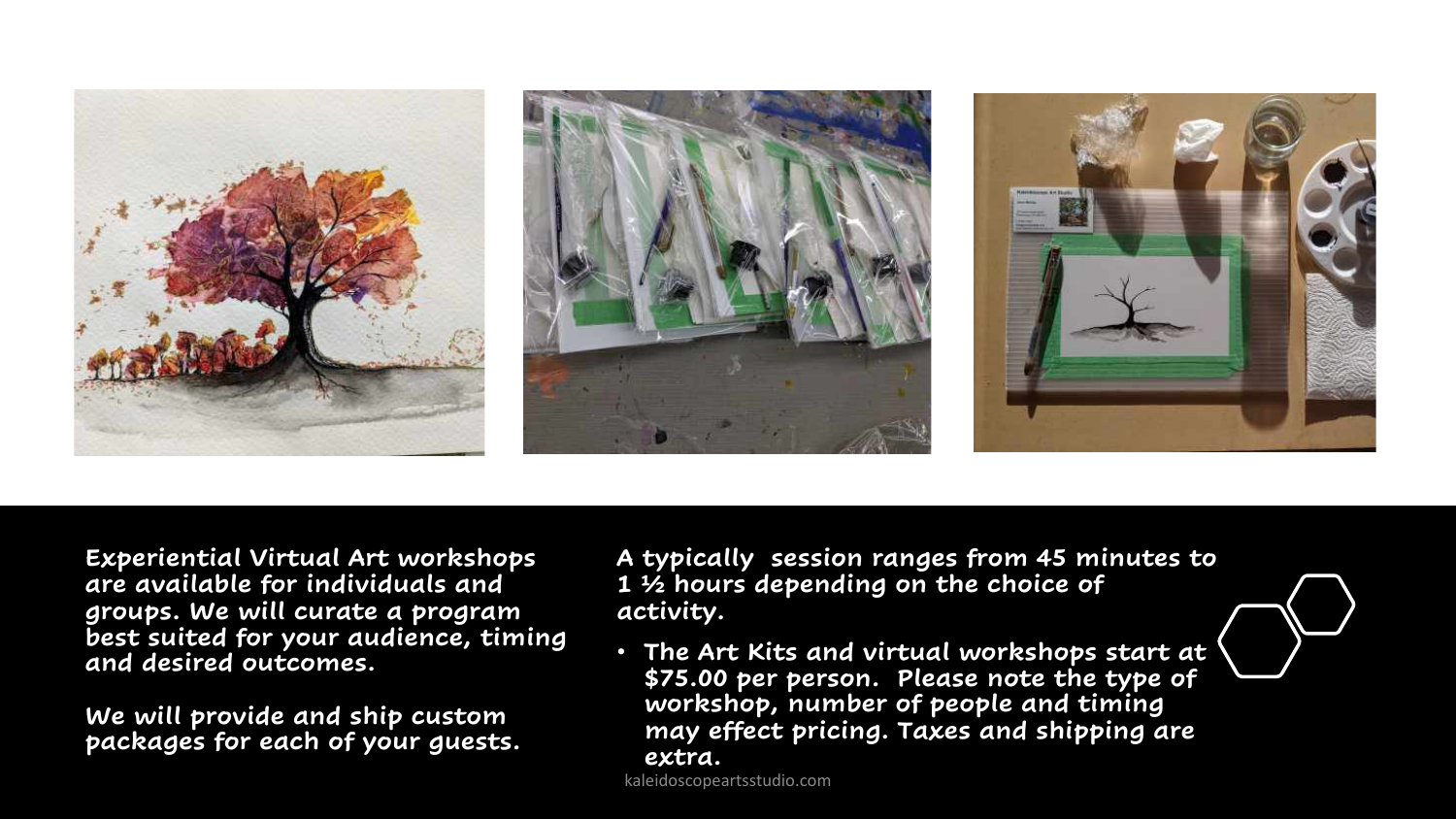Experiential Virtual Art workshops are available for individuals and groups. We will curate a program best suited for your audience, timing and desired outcomes.

We will provide and ship custom packages for each of your guests.

A typically session ranges from 45 minutes to 1 ½ hours depending on the choice of activity.

- The Art Kits and virtual workshops start at $75.00 per person. Please note the type of workshop, number of people and timing may effect pricing. Taxes and shipping are extra.

kaleidoscopeartsstudio.com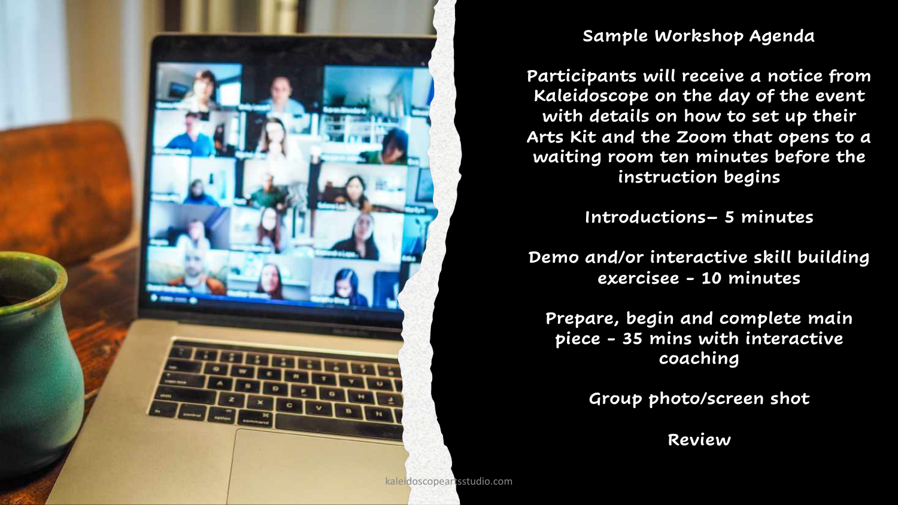## Sample Workshop Agenda

Participants will receive a notice from Kaleidoscope on the day of the event with details on how to set up their Arts Kit and the Zoom that opens to a waiting room ten minutes before the instruction begins

Introductions– 5 minutes

Demo and/or interactive skill building exercisee - 10 minutes

Prepare, begin and complete main piece - 35 mins with interactive coaching

Group photo/screen shot

Review

kaleidoscopeartsstudio.com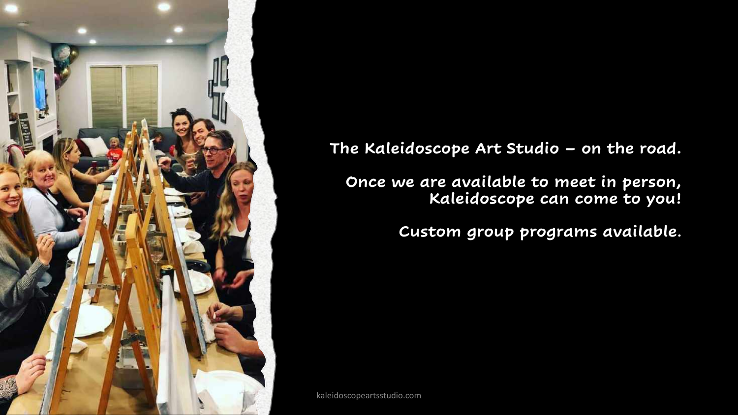**The Kaleidoscope Art Studio – on the road.**

**Once we are available to meet in person, Kaleidoscope can come to you!**

**Custom group programs available.**

kaleidoscopeartsstudio.com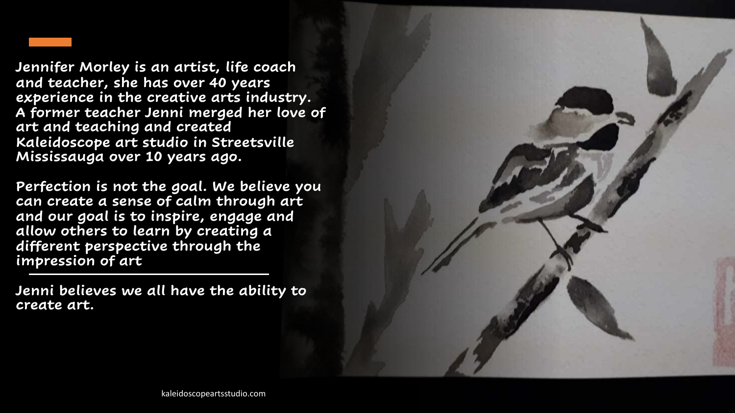Jennifer Morley is an artist, life coach and teacher, she has over 40 years experience in the creative arts industry. A former teacher Jenni merged her love of art and teaching and created Kaleidoscope art studio in Streetsville Mississauga over 10 years ago.

Perfection is not the goal. We believe you can create a sense of calm through art and our goal is to inspire, engage and allow others to learn by creating a different perspective through the impression of art

---

Jenni believes we all have the ability to create art.

kaleidoscopeartsstudio.com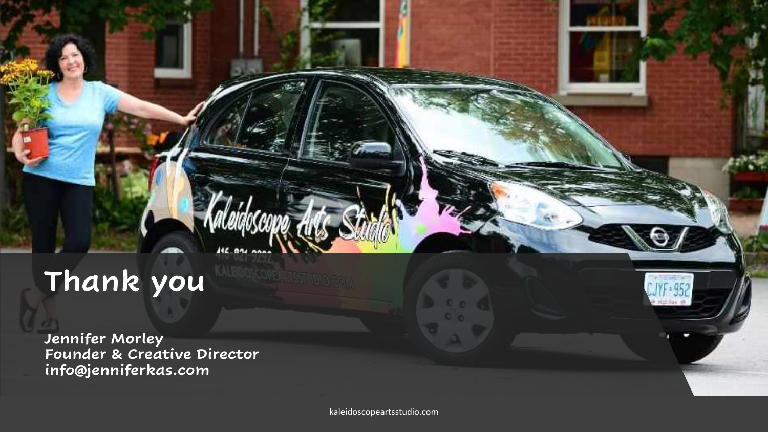# Thank you

**Jennifer Morley**
**Founder & Creative Director**
**info@jenniferkas.com**

kaleidoscopeartsstudio.com